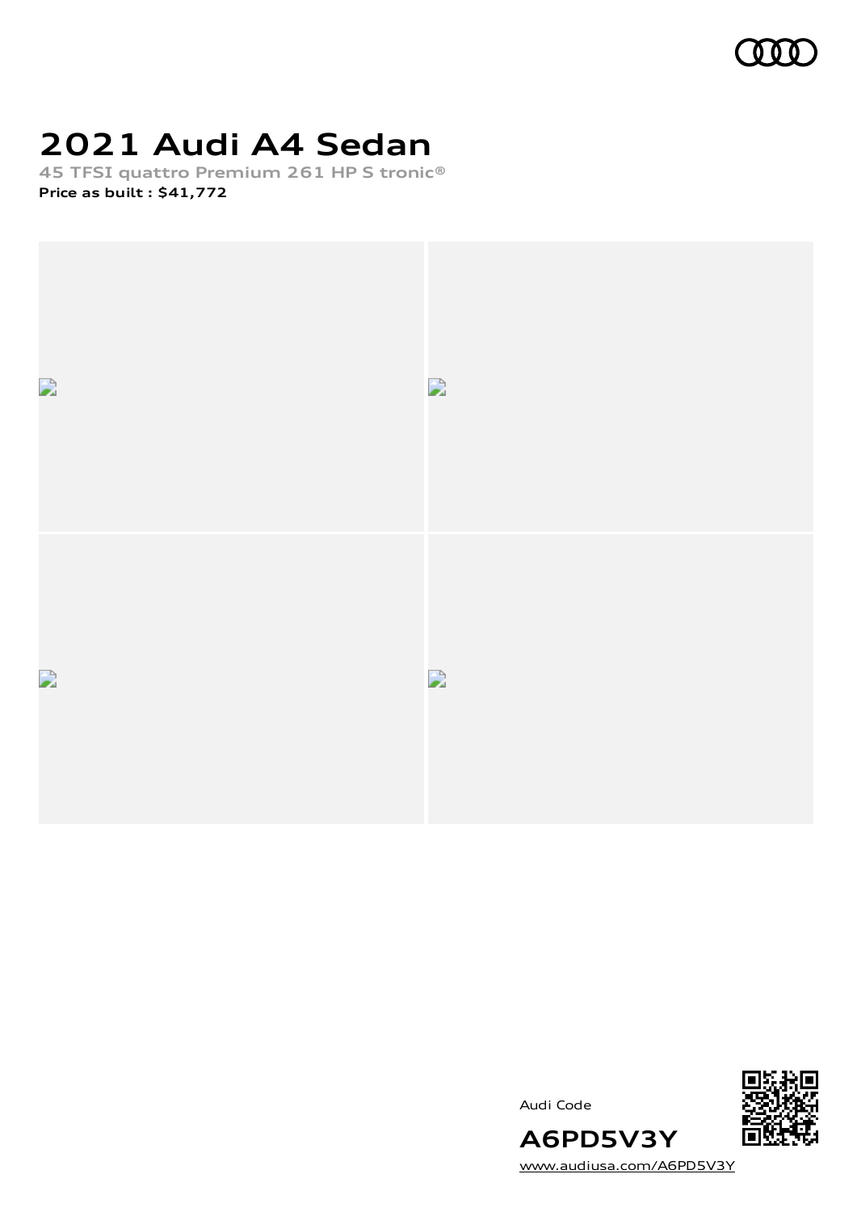# 2021 Audi A4 Sedan

**45 TFSI quattro Premium 261 HP S tronic®**

**Price as built : $41,772**

Audi Code

**A6PD5V3Y**

www.audiusa.com/A6PD5V3Y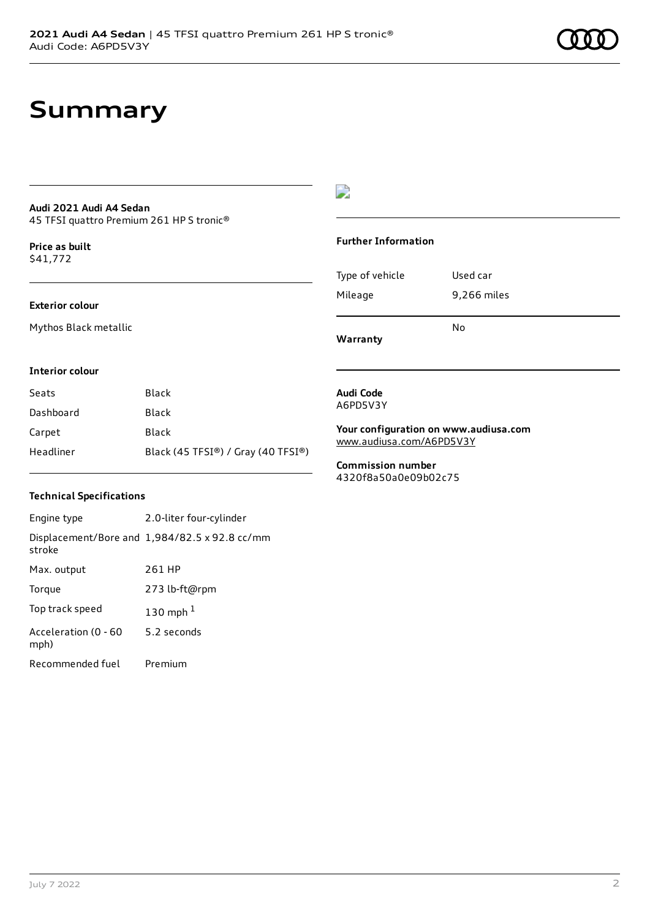# Summary

**Audi 2021 Audi A4 Sedan**
45 TFSI quattro Premium 261 HP S tronic®

**Price as built**
$41,772

**Exterior colour**

Mythos Black metallic

**Interior colour**

| | |
|---|---|
| Seats | Black |
| Dashboard | Black |
| Carpet | Black |
| Headliner | Black (45 TFSI®) / Gray (40 TFSI®) |

**Technical Specifications**

| | |
|---|---|
| Engine type | 2.0-liter four-cylinder |
| Displacement/Bore and stroke | 1,984/82.5 x 92.8 cc/mm |
| Max. output | 261 HP |
| Torque | 273 lb-ft@rpm |
| Top track speed | 130 mph [1] |
| Acceleration (0 - 60 mph) | 5.2 seconds |
| Recommended fuel | Premium |

**Further Information**

| | |
|---|---|
| Type of vehicle | Used car |
| Mileage | 9,266 miles |
| **Warranty** | No |

**Audi Code**
A6PD5V3Y

**Your configuration on www.audiusa.com**
www.audiusa.com/A6PD5V3Y

**Commission number**
4320f8a50a0e09b02c75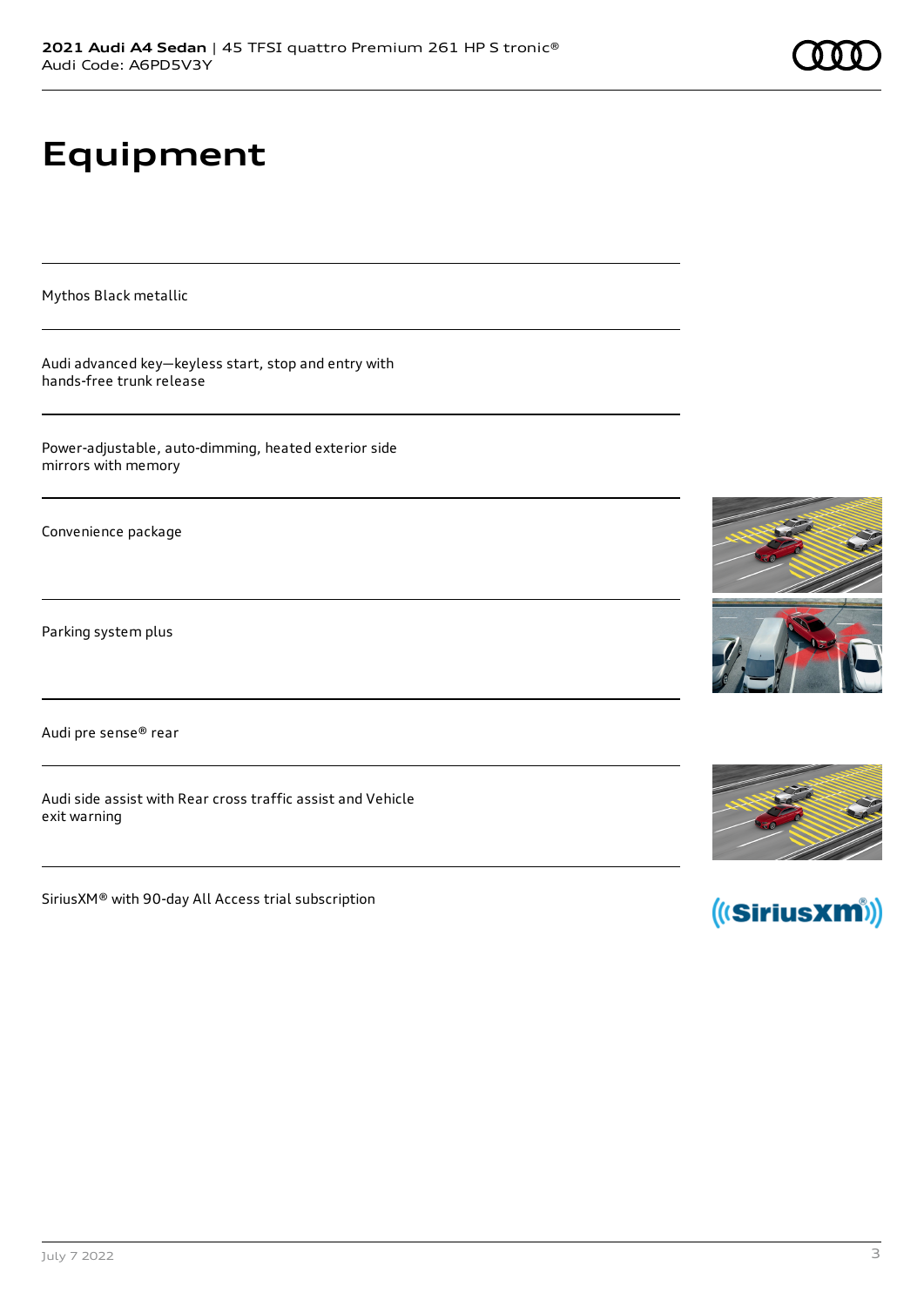# Equipment

Mythos Black metallic

Audi advanced key—keyless start, stop and entry with hands-free trunk release

Power-adjustable, auto-dimming, heated exterior side mirrors with memory

Convenience package

Parking system plus

Audi pre sense® rear

Audi side assist with Rear cross traffic assist and Vehicle exit warning

SiriusXM® with 90-day All Access trial subscription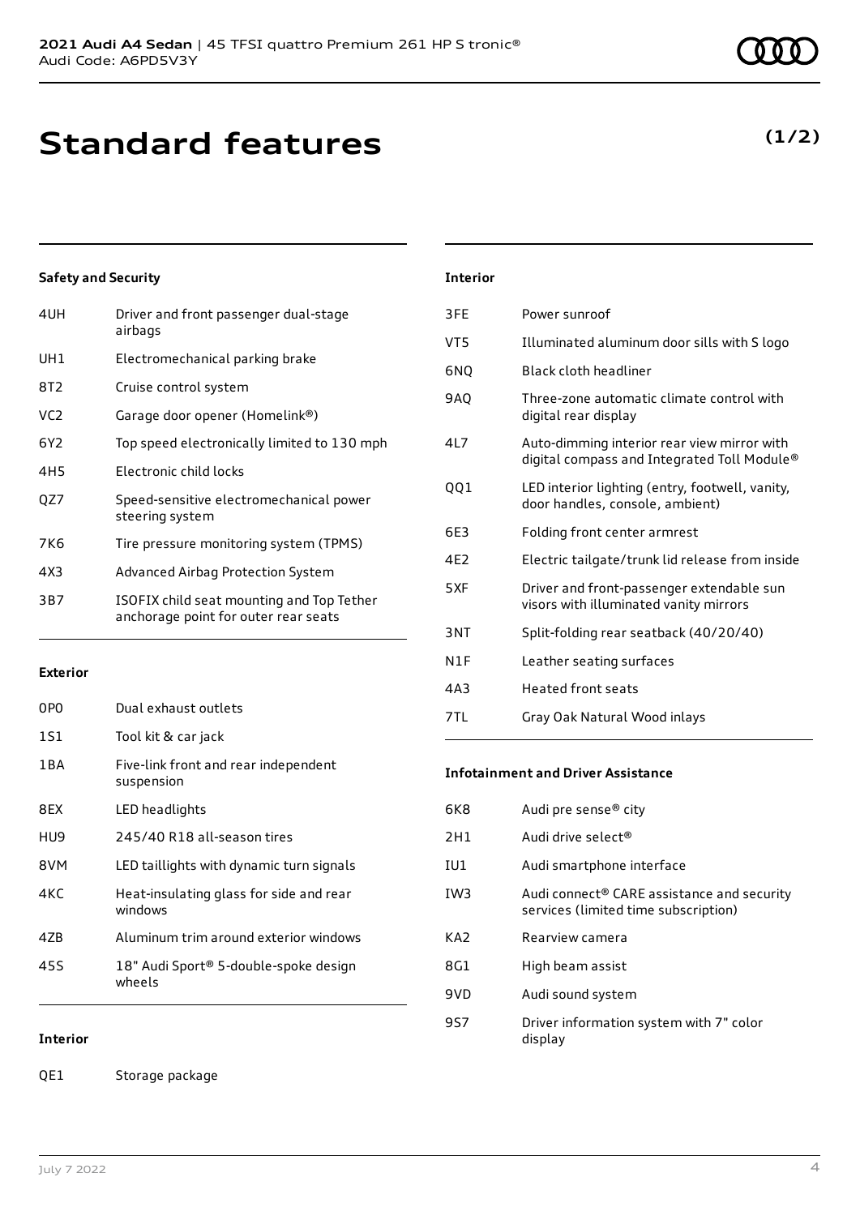# Standard features

**(1/2)**

### Safety and Security

| | |
|---|---|
| 4UH | Driver and front passenger dual-stage airbags |
| UH1 | Electromechanical parking brake |
| 8T2 | Cruise control system |
| VC2 | Garage door opener (Homelink®) |
| 6Y2 | Top speed electronically limited to 130 mph |
| 4H5 | Electronic child locks |
| QZ7 | Speed-sensitive electromechanical power steering system |
| 7K6 | Tire pressure monitoring system (TPMS) |
| 4X3 | Advanced Airbag Protection System |
| 3B7 | ISOFIX child seat mounting and Top Tether anchorage point for outer rear seats |

### Exterior

| | |
|---|---|
| 0P0 | Dual exhaust outlets |
| 1S1 | Tool kit & car jack |
| 1BA | Five-link front and rear independent suspension |
| 8EX | LED headlights |
| HU9 | 245/40 R18 all-season tires |
| 8VM | LED taillights with dynamic turn signals |
| 4KC | Heat-insulating glass for side and rear windows |
| 4ZB | Aluminum trim around exterior windows |
| 45S | 18" Audi Sport® 5-double-spoke design wheels |

### Interior

| | |
|---|---|
| QE1 | Storage package |
| 3FE | Power sunroof |
| VT5 | Illuminated aluminum door sills with S logo |
| 6NQ | Black cloth headliner |
| 9AQ | Three-zone automatic climate control with digital rear display |
| 4L7 | Auto-dimming interior rear view mirror with digital compass and Integrated Toll Module® |
| QQ1 | LED interior lighting (entry, footwell, vanity, door handles, console, ambient) |
| 6E3 | Folding front center armrest |
| 4E2 | Electric tailgate/trunk lid release from inside |
| 5XF | Driver and front-passenger extendable sun visors with illuminated vanity mirrors |
| 3NT | Split-folding rear seatback (40/20/40) |
| N1F | Leather seating surfaces |
| 4A3 | Heated front seats |
| 7TL | Gray Oak Natural Wood inlays |

### Infotainment and Driver Assistance

| | |
|---|---|
| 6K8 | Audi pre sense® city |
| 2H1 | Audi drive select® |
| IU1 | Audi smartphone interface |
| IW3 | Audi connect® CARE assistance and security services (limited time subscription) |
| KA2 | Rearview camera |
| 8G1 | High beam assist |
| 9VD | Audi sound system |
| 9S7 | Driver information system with 7" color display |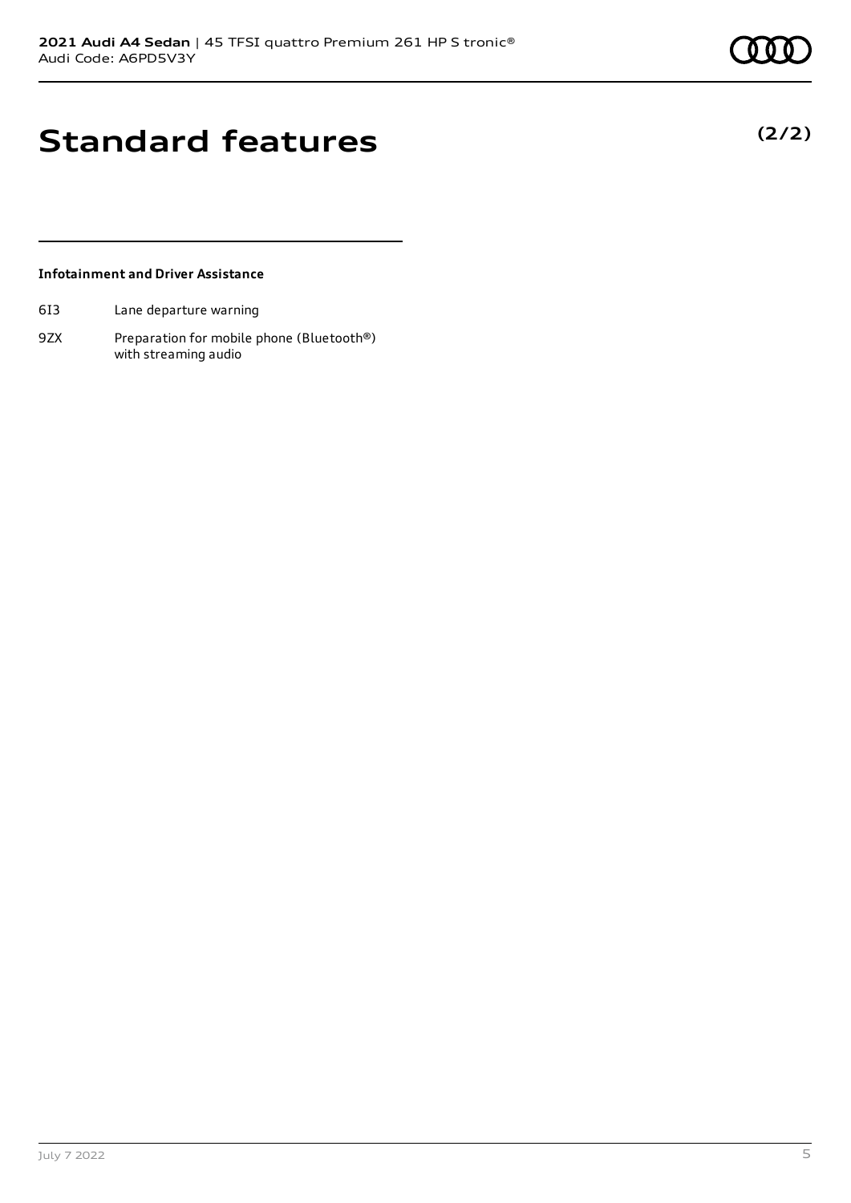# Standard features

**(2/2)**

### Infotainment and Driver Assistance

| | |
|---|---|
| 6I3 | Lane departure warning |
| 9ZX | Preparation for mobile phone (Bluetooth®) with streaming audio |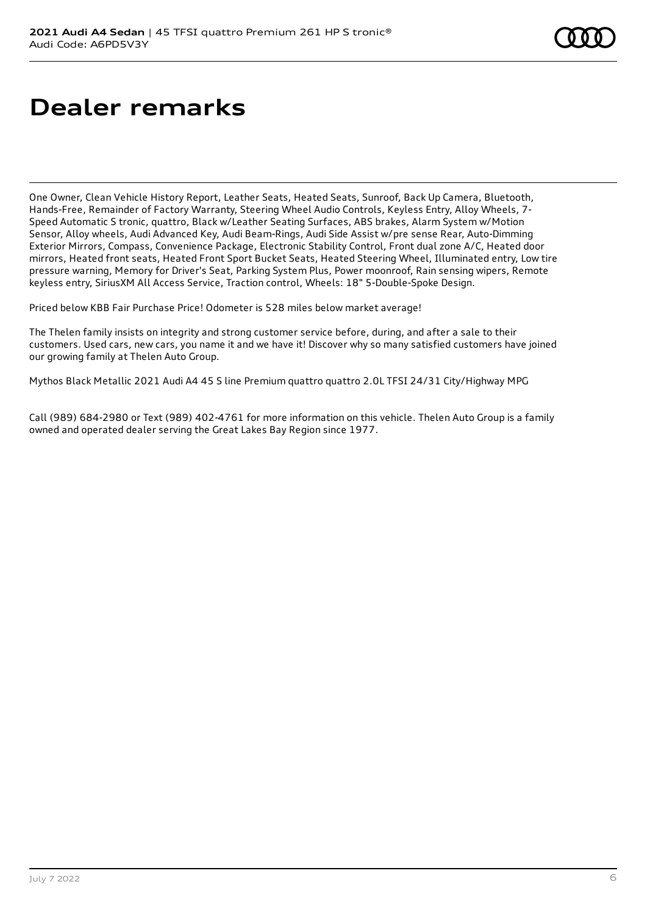# Dealer remarks

One Owner, Clean Vehicle History Report, Leather Seats, Heated Seats, Sunroof, Back Up Camera, Bluetooth, Hands-Free, Remainder of Factory Warranty, Steering Wheel Audio Controls, Keyless Entry, Alloy Wheels, 7-Speed Automatic S tronic, quattro, Black w/Leather Seating Surfaces, ABS brakes, Alarm System w/Motion Sensor, Alloy wheels, Audi Advanced Key, Audi Beam-Rings, Audi Side Assist w/pre sense Rear, Auto-Dimming Exterior Mirrors, Compass, Convenience Package, Electronic Stability Control, Front dual zone A/C, Heated door mirrors, Heated front seats, Heated Front Sport Bucket Seats, Heated Steering Wheel, Illuminated entry, Low tire pressure warning, Memory for Driver's Seat, Parking System Plus, Power moonroof, Rain sensing wipers, Remote keyless entry, SiriusXM All Access Service, Traction control, Wheels: 18" 5-Double-Spoke Design.

Priced below KBB Fair Purchase Price! Odometer is 528 miles below market average!

The Thelen family insists on integrity and strong customer service before, during, and after a sale to their customers. Used cars, new cars, you name it and we have it! Discover why so many satisfied customers have joined our growing family at Thelen Auto Group.

Mythos Black Metallic 2021 Audi A4 45 S line Premium quattro quattro 2.0L TFSI 24/31 City/Highway MPG

Call (989) 684-2980 or Text (989) 402-4761 for more information on this vehicle. Thelen Auto Group is a family owned and operated dealer serving the Great Lakes Bay Region since 1977.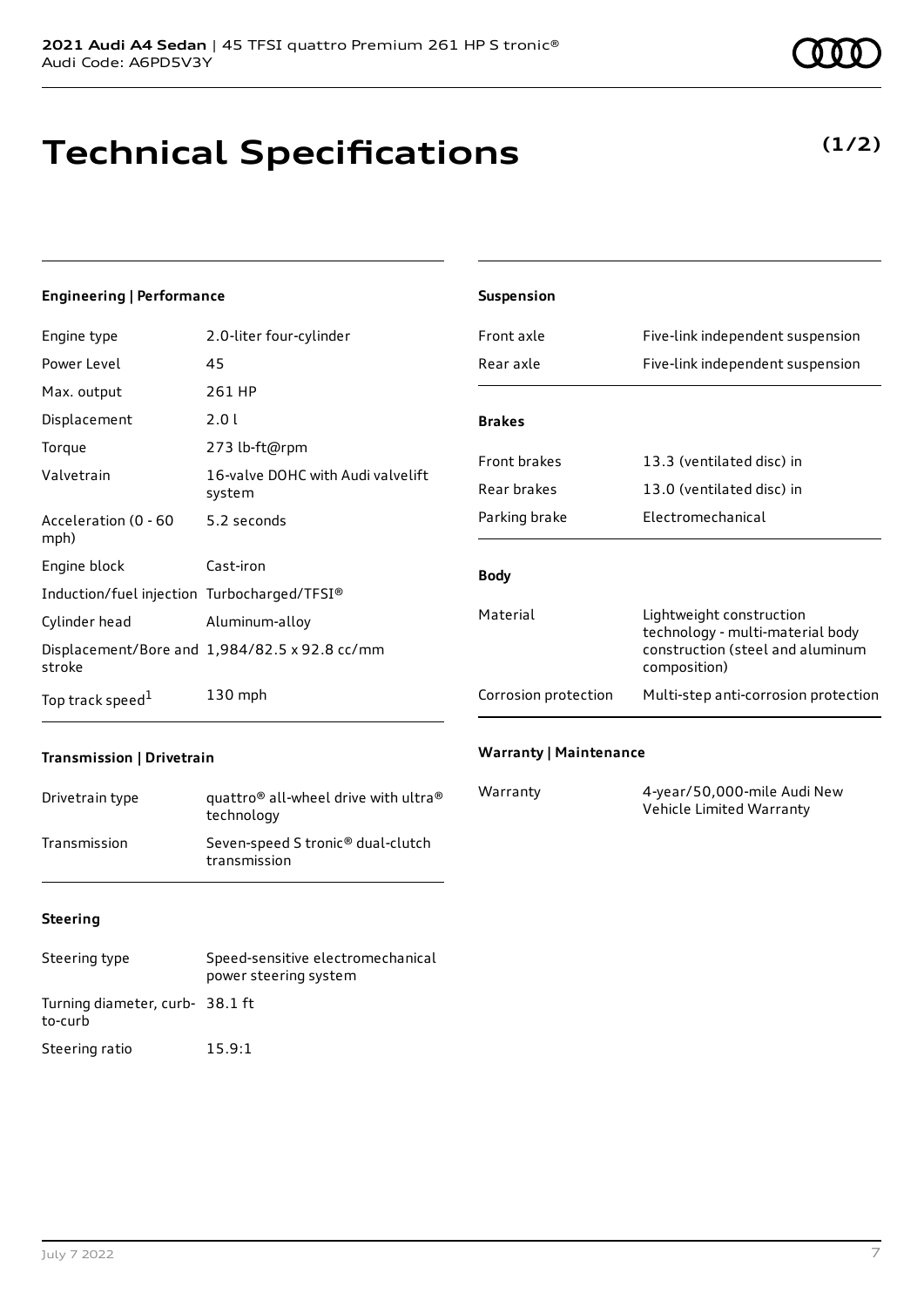**2021 Audi A4 Sedan** | 45 TFSI quattro Premium 261 HP S tronic®
Audi Code: A6PD5V3Y

# Technical Specifications

**(1/2)**

### Engineering | Performance

| | |
|---|---|
| Engine type | 2.0-liter four-cylinder |
| Power Level | 45 |
| Max. output | 261 HP |
| Displacement | 2.0 l |
| Torque | 273 lb-ft@rpm |
| Valvetrain | 16-valve DOHC with Audi valvelift system |
| Acceleration (0 - 60 mph) | 5.2 seconds |
| Engine block | Cast-iron |
| Induction/fuel injection | Turbocharged/TFSI® |
| Cylinder head | Aluminum-alloy |
| Displacement/Bore and stroke | 1,984/82.5 x 92.8 cc/mm |
| Top track speed[1] | 130 mph |

### Transmission | Drivetrain

| | |
|---|---|
| Drivetrain type | quattro® all-wheel drive with ultra® technology |
| Transmission | Seven-speed S tronic® dual-clutch transmission |

### Steering

| | |
|---|---|
| Steering type | Speed-sensitive electromechanical power steering system |
| Turning diameter, curb-to-curb | 38.1 ft |
| Steering ratio | 15.9:1 |

### Suspension

| | |
|---|---|
| Front axle | Five-link independent suspension |
| Rear axle | Five-link independent suspension |

### Brakes

| | |
|---|---|
| Front brakes | 13.3 (ventilated disc) in |
| Rear brakes | 13.0 (ventilated disc) in |
| Parking brake | Electromechanical |

### Body

| | |
|---|---|
| Material | Lightweight construction technology - multi-material body construction (steel and aluminum composition) |
| Corrosion protection | Multi-step anti-corrosion protection |

### Warranty | Maintenance

| | |
|---|---|
| Warranty | 4-year/50,000-mile Audi New Vehicle Limited Warranty |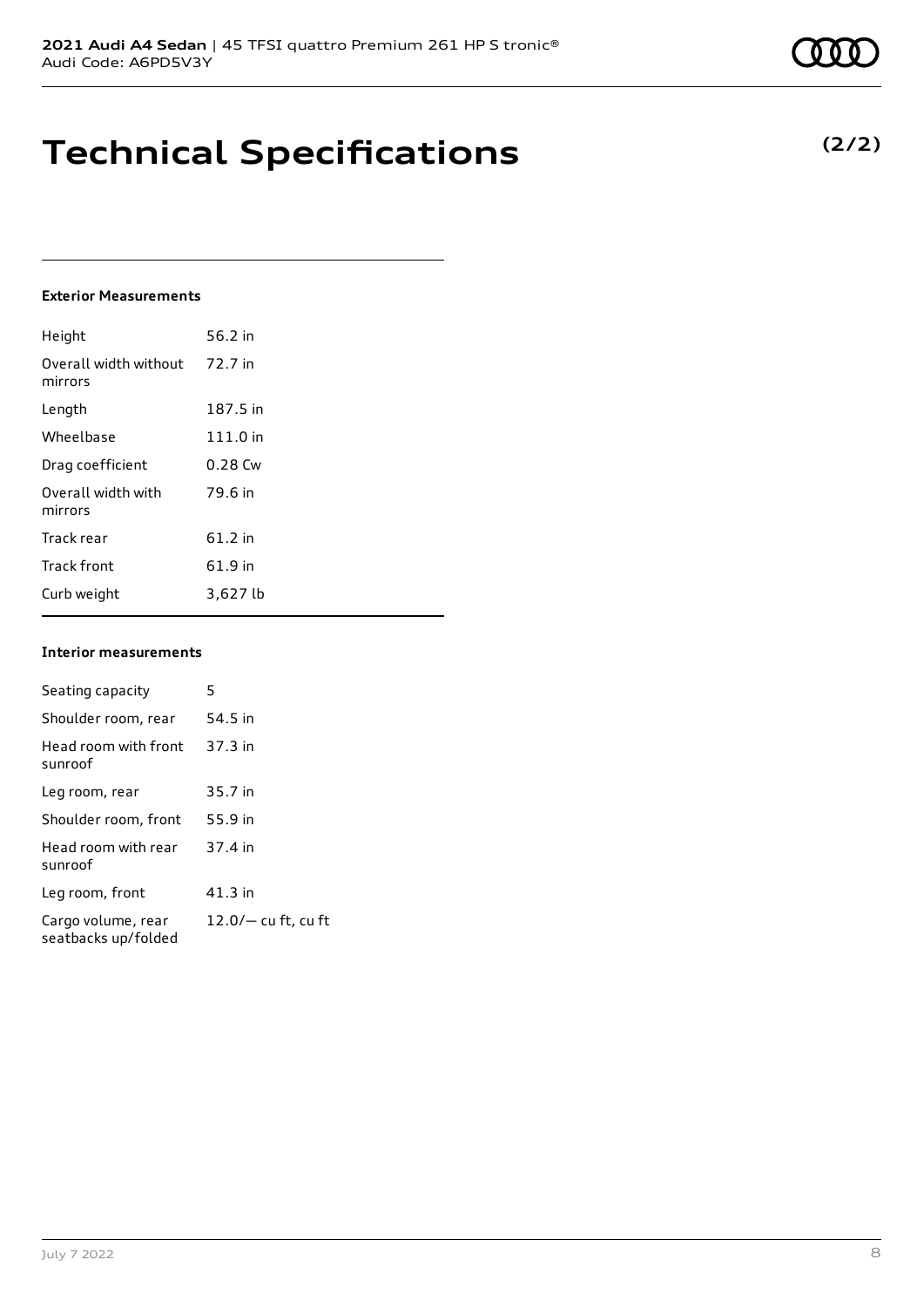# Technical Specifications

**(2/2)**

#### Exterior Measurements

| | |
|---|---|
| Height | 56.2 in |
| Overall width without mirrors | 72.7 in |
| Length | 187.5 in |
| Wheelbase | 111.0 in |
| Drag coefficient | 0.28 Cw |
| Overall width with mirrors | 79.6 in |
| Track rear | 61.2 in |
| Track front | 61.9 in |
| Curb weight | 3,627 lb |

#### Interior measurements

| | |
|---|---|
| Seating capacity | 5 |
| Shoulder room, rear | 54.5 in |
| Head room with front sunroof | 37.3 in |
| Leg room, rear | 35.7 in |
| Shoulder room, front | 55.9 in |
| Head room with rear sunroof | 37.4 in |
| Leg room, front | 41.3 in |
| Cargo volume, rear seatbacks up/folded | 12.0/— cu ft, cu ft |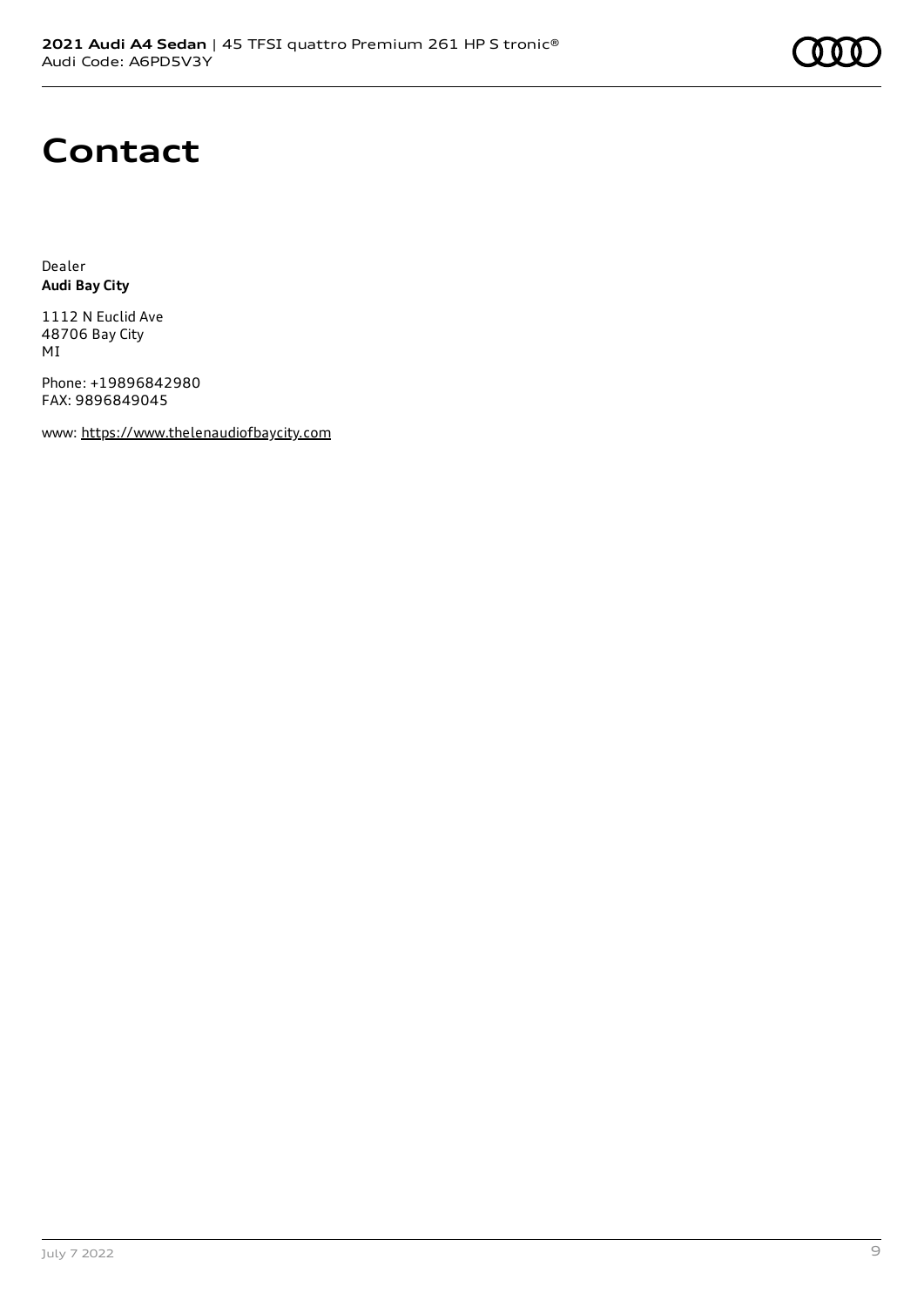# Contact

Dealer
**Audi Bay City**

1112 N Euclid Ave
48706 Bay City
MI

Phone: +19896842980
FAX: 9896849045

www: https://www.thelenaudiofbaycity.com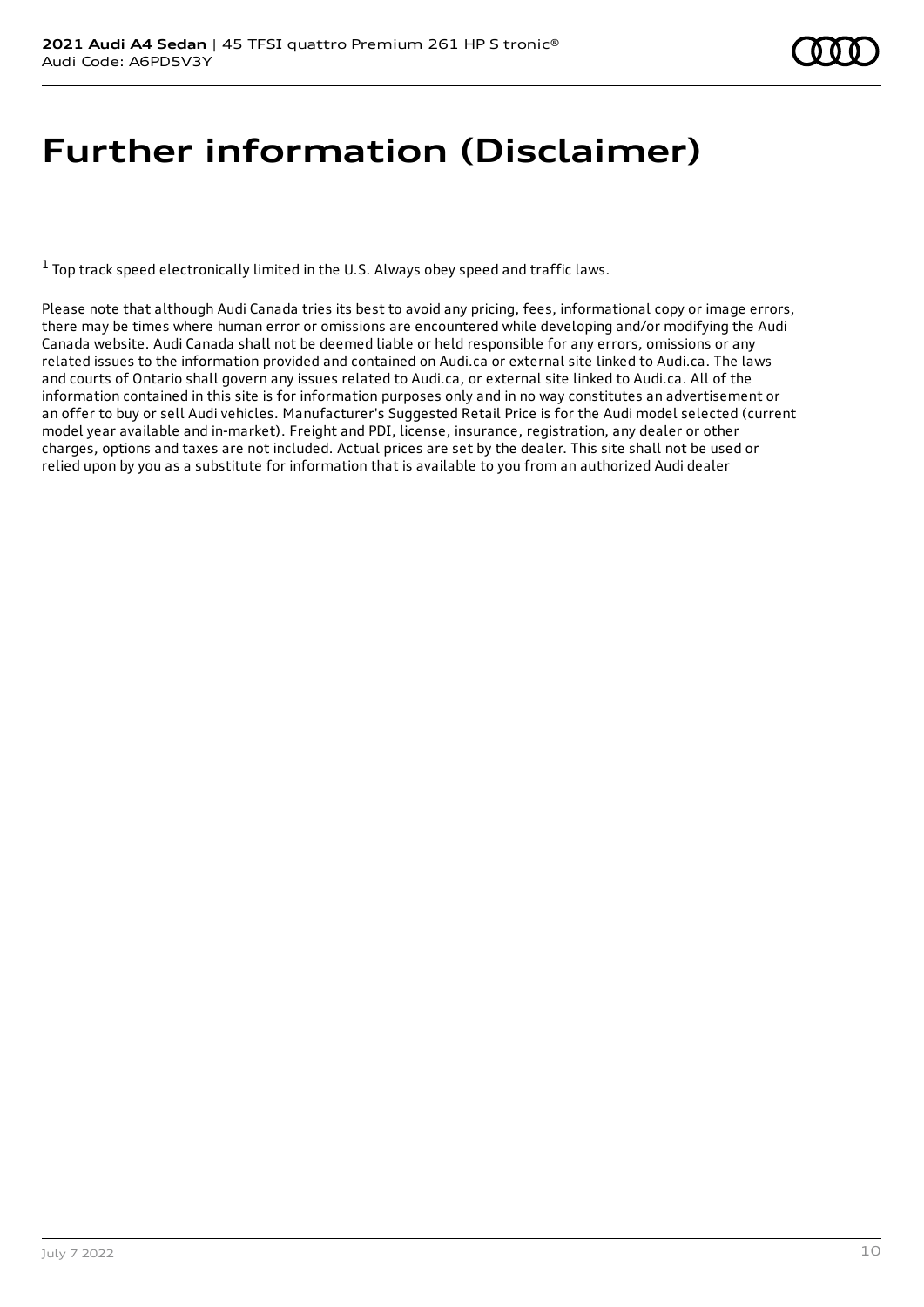# Further information (Disclaimer)

[1] Top track speed electronically limited in the U.S. Always obey speed and traffic laws.

Please note that although Audi Canada tries its best to avoid any pricing, fees, informational copy or image errors, there may be times where human error or omissions are encountered while developing and/or modifying the Audi Canada website. Audi Canada shall not be deemed liable or held responsible for any errors, omissions or any related issues to the information provided and contained on Audi.ca or external site linked to Audi.ca. The laws and courts of Ontario shall govern any issues related to Audi.ca, or external site linked to Audi.ca. All of the information contained in this site is for information purposes only and in no way constitutes an advertisement or an offer to buy or sell Audi vehicles. Manufacturer's Suggested Retail Price is for the Audi model selected (current model year available and in-market). Freight and PDI, license, insurance, registration, any dealer or other charges, options and taxes are not included. Actual prices are set by the dealer. This site shall not be used or relied upon by you as a substitute for information that is available to you from an authorized Audi dealer